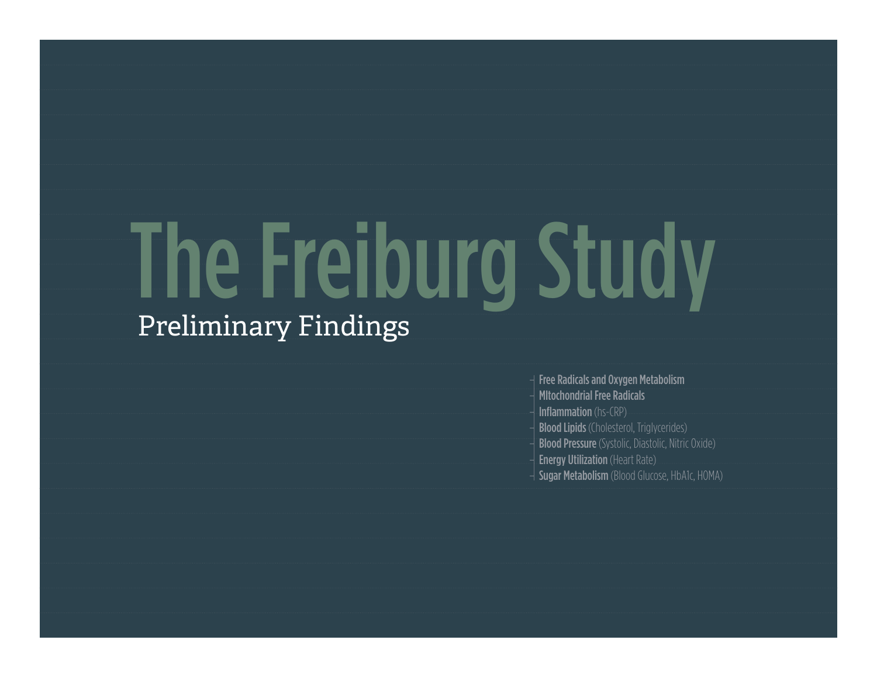# The Freiburg Study

## Preliminary Findings

- **Free Radicals and Oxygen Metabolism**
- **MItochondrial Free Radicals**
- **Inflammation** (hs-CRP)
- **Blood Lipids** (Cholesterol, Triglycerides)
- **Blood Pressure** (Systolic, Diastolic, Nitric Oxide)
- **Energy Utilization** (Heart Rate)
- **Sugar Metabolism** (Blood Glucose, HbA1c, HOMA)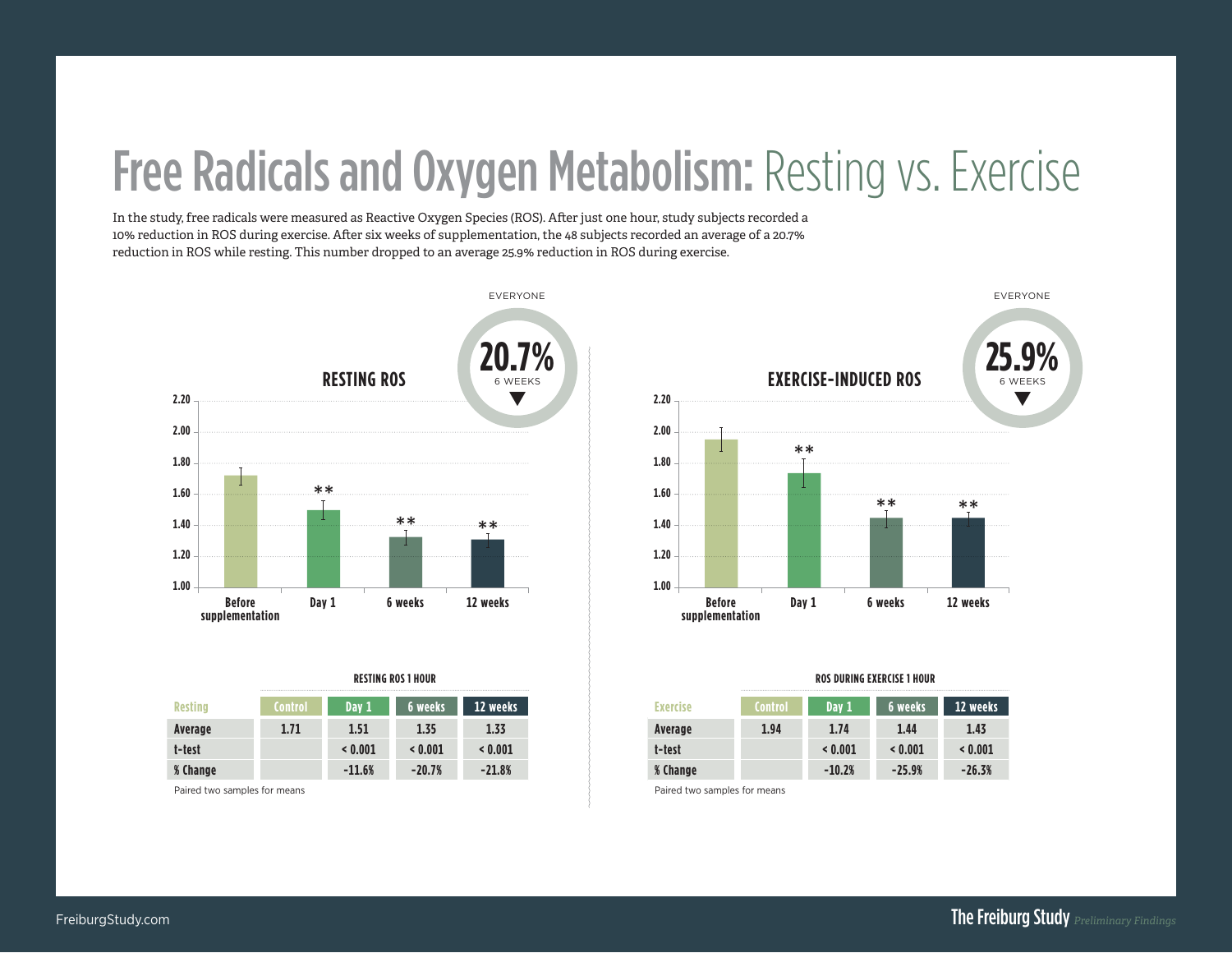# Free Radicals and Oxygen Metabolism: Resting vs. Exercise

In the study, free radicals were measured as Reactive Oxygen Species (ROS). After just one hour, study subjects recorded a 10% reduction in ROS during exercise. After six weeks of supplementation, the 48 subjects recorded an average of a 20.7% reduction in ROS while resting. This number dropped to an average 25.9% reduction in ROS during exercise.

## RESTING ROS

EVERYONE

**20.7%** 6 WEEKS ▼

**RESTING ROS 1 HOUR**

| Resting | Control | Day 1 | 6 weeks | 12 weeks |
|---|---|---|---|---|
| Average | 1.71 | 1.51 | 1.35 | 1.33 |
| t-test | | < 0.001 | < 0.001 | < 0.001 |
| % Change | | -11.6% | -20.7% | -21.8% |

Paired two samples for means

## EXERCISE-INDUCED ROS

EVERYONE

**25.9%** 6 WEEKS ▼

**ROS DURING EXERCISE 1 HOUR**

| Exercise | Control | Day 1 | 6 weeks | 12 weeks |
|---|---|---|---|---|
| Average | 1.94 | 1.74 | 1.44 | 1.43 |
| t-test | | < 0.001 | < 0.001 | < 0.001 |
| % Change | | -10.2% | -25.9% | -26.3% |

Paired two samples for means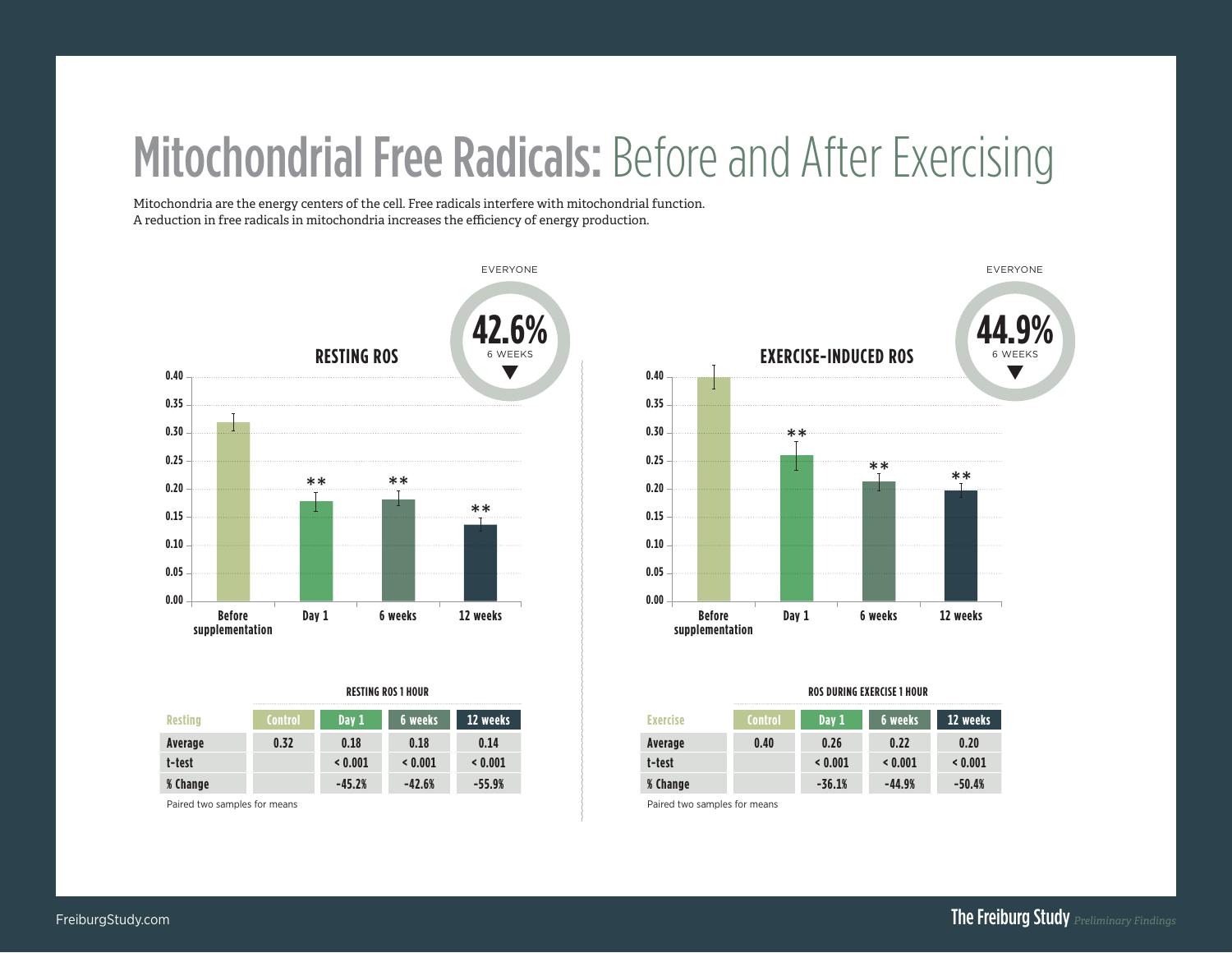# Mitochondrial Free Radicals: Before and After Exercising

Mitochondria are the energy centers of the cell. Free radicals interfere with mitochondrial function. A reduction in free radicals in mitochondria increases the efficiency of energy production.

## RESTING ROS

EVERYONE
**42.6%** 6 WEEKS ▼

**RESTING ROS 1 HOUR**

| Resting | Control | Day 1 | 6 weeks | 12 weeks |
|---|---|---|---|---|
| Average | 0.32 | 0.18 | 0.18 | 0.14 |
| t-test | | < 0.001 | < 0.001 | < 0.001 |
| % Change | | -45.2% | -42.6% | -55.9% |

Paired two samples for means

## EXERCISE-INDUCED ROS

EVERYONE
**44.9%** 6 WEEKS ▼

**ROS DURING EXERCISE 1 HOUR**

| Exercise | Control | Day 1 | 6 weeks | 12 weeks |
|---|---|---|---|---|
| Average | 0.40 | 0.26 | 0.22 | 0.20 |
| t-test | | < 0.001 | < 0.001 | < 0.001 |
| % Change | | -36.1% | -44.9% | -50.4% |

Paired two samples for means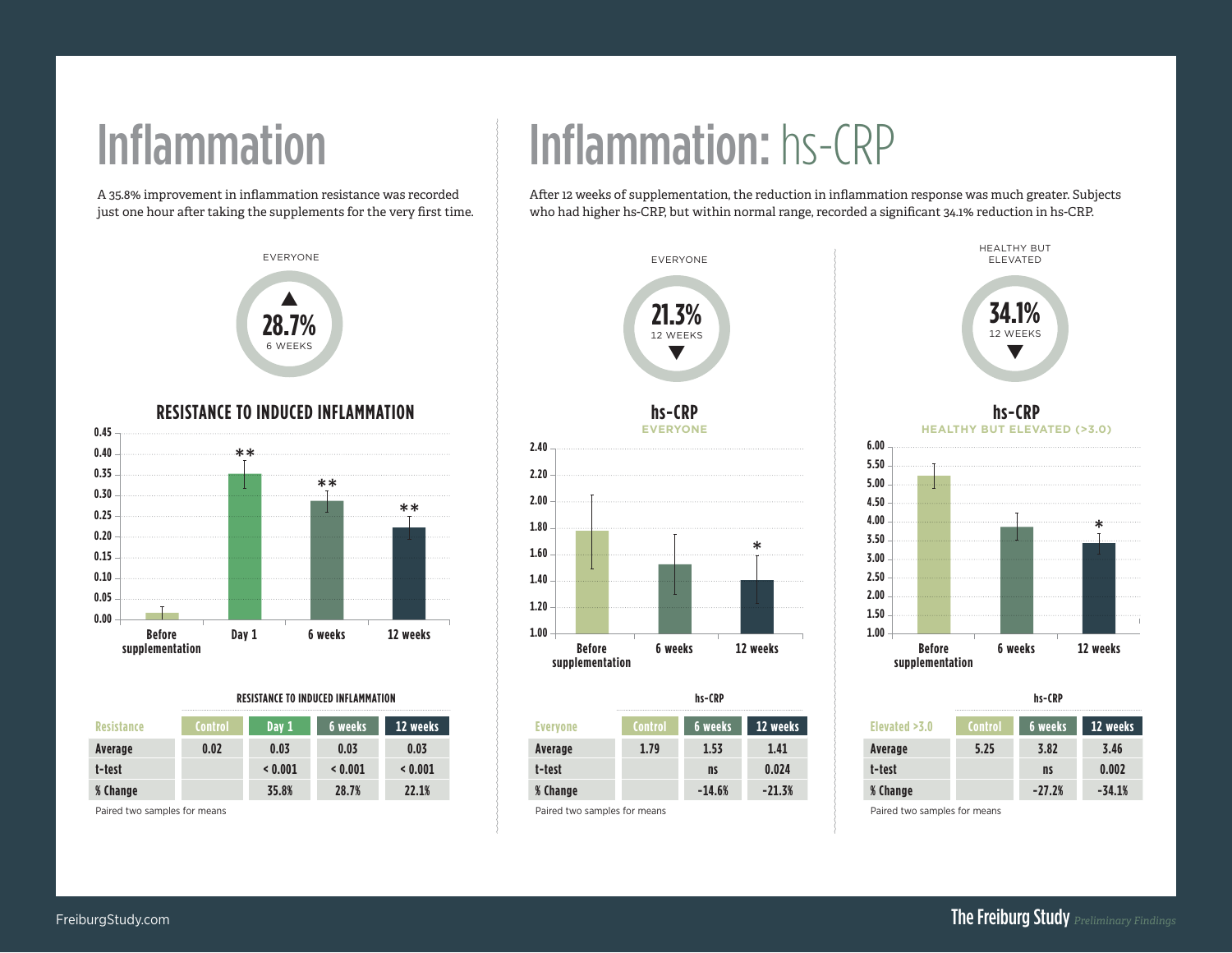# Inflammation

A 35.8% improvement in inflammation resistance was recorded just one hour after taking the supplements for the very first time.

EVERYONE

▲ **28.7%** 6 WEEKS

**RESISTANCE TO INDUCED INFLAMMATION**

**RESISTANCE TO INDUCED INFLAMMATION**

| Resistance | Control | Day 1 | 6 weeks | 12 weeks |
|---|---|---|---|---|
| Average | 0.02 | 0.03 | 0.03 | 0.03 |
| t-test | | < 0.001 | < 0.001 | < 0.001 |
| % Change | | 35.8% | 28.7% | 22.1% |

Paired two samples for means

# Inflammation: hs-CRP

After 12 weeks of supplementation, the reduction in inflammation response was much greater. Subjects who had higher hs-CRP, but within normal range, recorded a significant 34.1% reduction in hs-CRP.

EVERYONE

**21.3%** 12 WEEKS ▼

**hs-CRP**
EVERYONE

**hs-CRP**

| Everyone | Control | 6 weeks | 12 weeks |
|---|---|---|---|
| Average | 1.79 | 1.53 | 1.41 |
| t-test | | ns | 0.024 |
| % Change | | -14.6% | -21.3% |

Paired two samples for means

HEALTHY BUT ELEVATED

**34.1%** 12 WEEKS ▼

**hs-CRP**
HEALTHY BUT ELEVATED (>3.0)

**hs-CRP**

| Elevated >3.0 | Control | 6 weeks | 12 weeks |
|---|---|---|---|
| Average | 5.25 | 3.82 | 3.46 |
| t-test | | ns | 0.002 |
| % Change | | -27.2% | -34.1% |

Paired two samples for means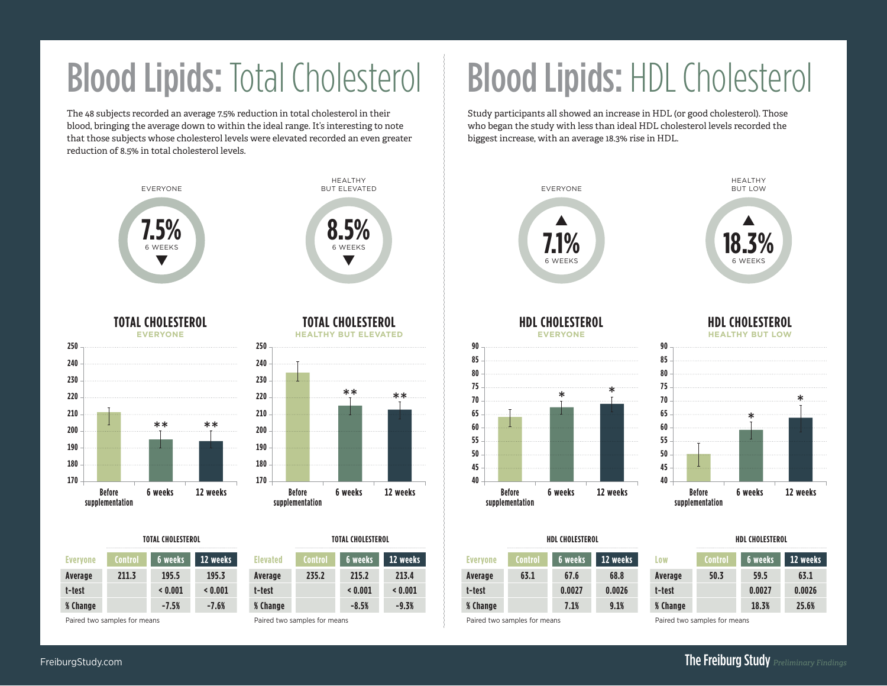# Blood Lipids: Total Cholesterol

The 48 subjects recorded an average 7.5% reduction in total cholesterol in their blood, bringing the average down to within the ideal range. It's interesting to note that those subjects whose cholesterol levels were elevated recorded an even greater reduction of 8.5% in total cholesterol levels.

EVERYONE: **7.5%** ▼ 6 WEEKS

HEALTHY BUT ELEVATED: **8.5%** ▼ 6 WEEKS

### TOTAL CHOLESTEROL — EVERYONE

### TOTAL CHOLESTEROL — HEALTHY BUT ELEVATED

**TOTAL CHOLESTEROL**

| Everyone | Control | 6 weeks | 12 weeks |
|---|---|---|---|
| Average | 211.3 | 195.5 | 195.3 |
| t-test | | < 0.001 | < 0.001 |
| % Change | | -7.5% | -7.6% |

Paired two samples for means

**TOTAL CHOLESTEROL**

| Elevated | Control | 6 weeks | 12 weeks |
|---|---|---|---|
| Average | 235.2 | 215.2 | 213.4 |
| t-test | | < 0.001 | < 0.001 |
| % Change | | -8.5% | -9.3% |

Paired two samples for means

# Blood Lipids: HDL Cholesterol

Study participants all showed an increase in HDL (or good cholesterol). Those who began the study with less than ideal HDL cholesterol levels recorded the biggest increase, with an average 18.3% rise in HDL.

EVERYONE: ▲ **7.1%** 6 WEEKS

HEALTHY BUT LOW: ▲ **18.3%** 6 WEEKS

### HDL CHOLESTEROL — EVERYONE

### HDL CHOLESTEROL — HEALTHY BUT LOW

**HDL CHOLESTEROL**

| Everyone | Control | 6 weeks | 12 weeks |
|---|---|---|---|
| Average | 63.1 | 67.6 | 68.8 |
| t-test | | 0.0027 | 0.0026 |
| % Change | | 7.1% | 9.1% |

Paired two samples for means

**HDL CHOLESTEROL**

| Low | Control | 6 weeks | 12 weeks |
|---|---|---|---|
| Average | 50.3 | 59.5 | 63.1 |
| t-test | | 0.0027 | 0.0026 |
| % Change | | 18.3% | 25.6% |

Paired two samples for means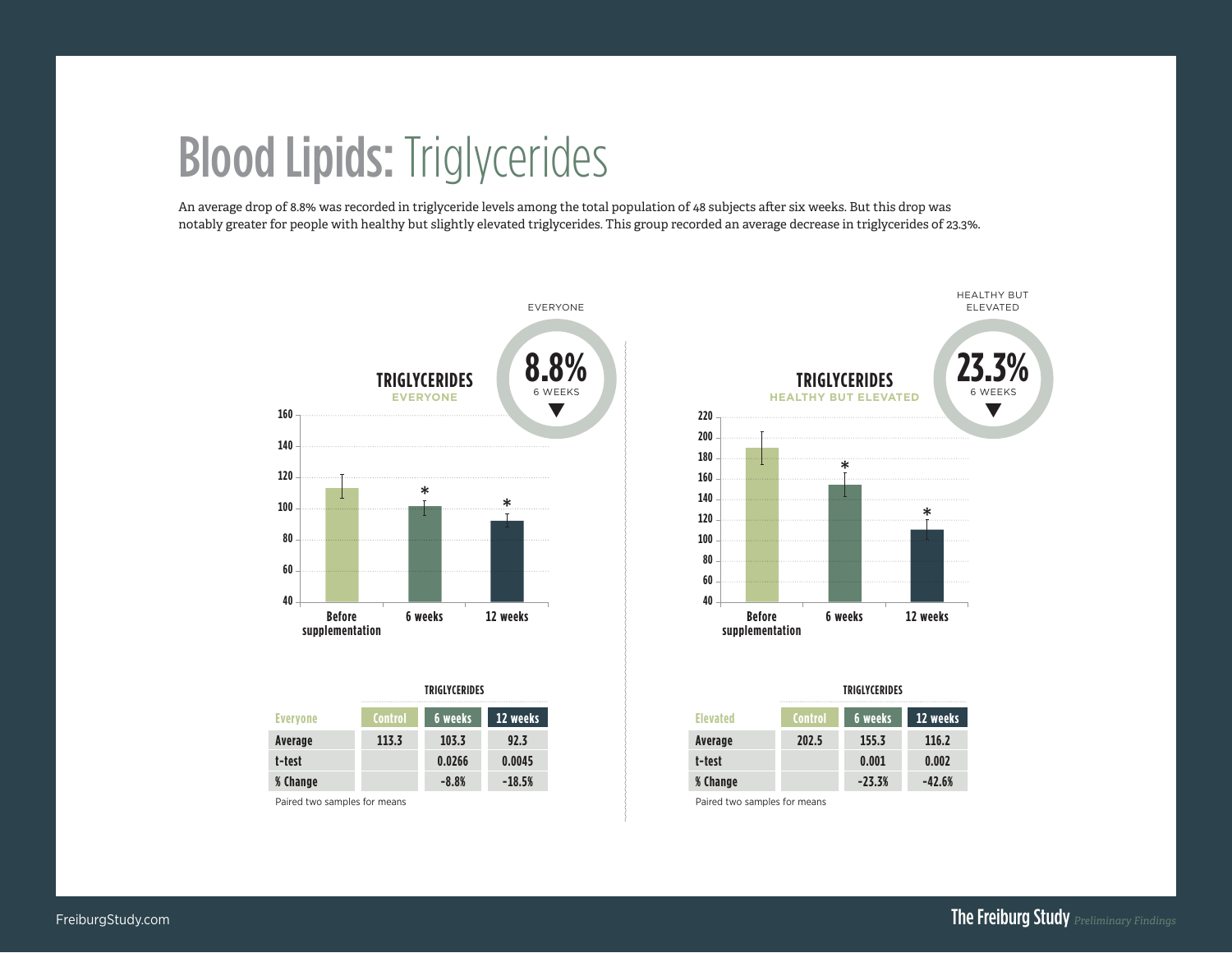# Blood Lipids: Triglycerides

An average drop of 8.8% was recorded in triglyceride levels among the total population of 48 subjects after six weeks. But this drop was notably greater for people with healthy but slightly elevated triglycerides. This group recorded an average decrease in triglycerides of 23.3%.

EVERYONE

**8.8%** 6 WEEKS ▼

**TRIGLYCERIDES**
EVERYONE

**TRIGLYCERIDES**

| Everyone | Control | 6 weeks | 12 weeks |
|---|---|---|---|
| Average | 113.3 | 103.3 | 92.3 |
| t-test | | 0.0266 | 0.0045 |
| % Change | | -8.8% | -18.5% |

Paired two samples for means

HEALTHY BUT ELEVATED

**23.3%** 6 WEEKS ▼

**TRIGLYCERIDES**
HEALTHY BUT ELEVATED

**TRIGLYCERIDES**

| Elevated | Control | 6 weeks | 12 weeks |
|---|---|---|---|
| Average | 202.5 | 155.3 | 116.2 |
| t-test | | 0.001 | 0.002 |
| % Change | | -23.3% | -42.6% |

Paired two samples for means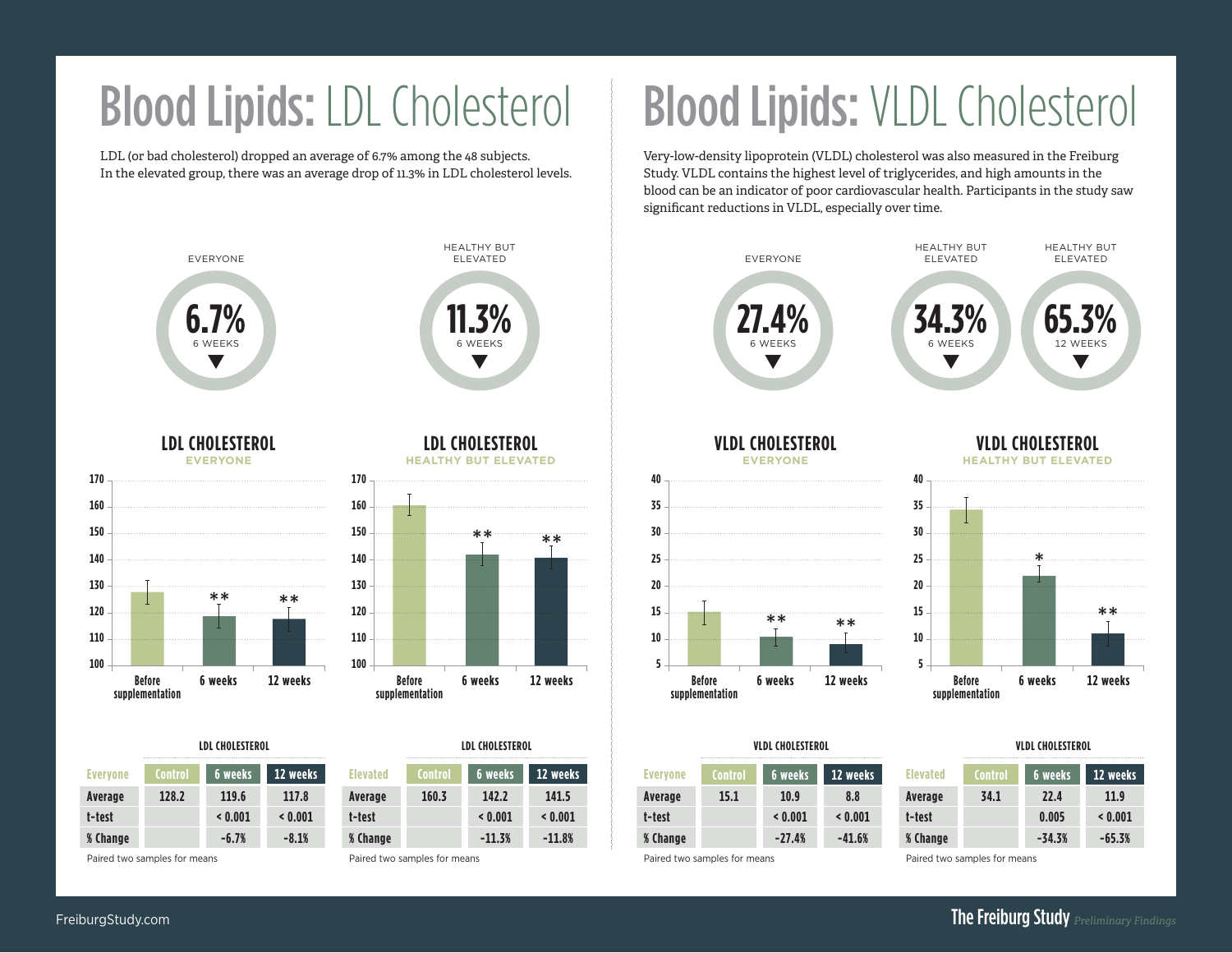# Blood Lipids: LDL Cholesterol

LDL (or bad cholesterol) dropped an average of 6.7% among the 48 subjects. In the elevated group, there was an average drop of 11.3% in LDL cholesterol levels.

EVERYONE

**6.7%** 6 WEEKS ▼

HEALTHY BUT ELEVATED

**11.3%** 6 WEEKS ▼

**LDL CHOLESTEROL**
EVERYONE

**LDL CHOLESTEROL**
HEALTHY BUT ELEVATED

| Everyone | Control | 6 weeks | 12 weeks |
|---|---|---|---|
| Average | 128.2 | 119.6 | 117.8 |
| t-test | | < 0.001 | < 0.001 |
| % Change | | -6.7% | -8.1% |

Paired two samples for means

| Elevated | Control | 6 weeks | 12 weeks |
|---|---|---|---|
| Average | 160.3 | 142.2 | 141.5 |
| t-test | | < 0.001 | < 0.001 |
| % Change | | -11.3% | -11.8% |

Paired two samples for means

# Blood Lipids: VLDL Cholesterol

Very-low-density lipoprotein (VLDL) cholesterol was also measured in the Freiburg Study. VLDL contains the highest level of triglycerides, and high amounts in the blood can be an indicator of poor cardiovascular health. Participants in the study saw significant reductions in VLDL, especially over time.

EVERYONE

**27.4%** 6 WEEKS ▼

HEALTHY BUT ELEVATED

**34.3%** 6 WEEKS ▼

HEALTHY BUT ELEVATED

**65.3%** 12 WEEKS ▼

**VLDL CHOLESTEROL**
EVERYONE

**VLDL CHOLESTEROL**
HEALTHY BUT ELEVATED

| Everyone | Control | 6 weeks | 12 weeks |
|---|---|---|---|
| Average | 15.1 | 10.9 | 8.8 |
| t-test | | < 0.001 | < 0.001 |
| % Change | | -27.4% | -41.6% |

Paired two samples for means

| Elevated | Control | 6 weeks | 12 weeks |
|---|---|---|---|
| Average | 34.1 | 22.4 | 11.9 |
| t-test | | 0.005 | < 0.001 |
| % Change | | -34.3% | -65.3% |

Paired two samples for means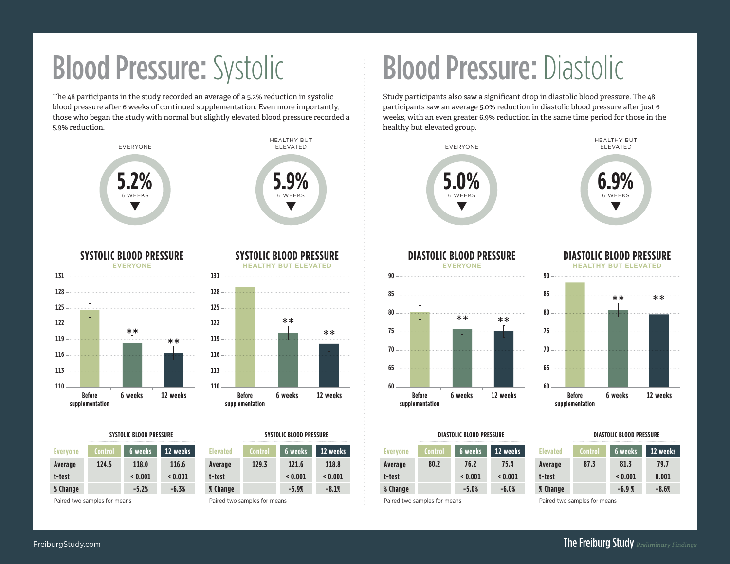# Blood Pressure: Systolic

The 48 participants in the study recorded an average of a 5.2% reduction in systolic blood pressure after 6 weeks of continued supplementation. Even more importantly, those who began the study with normal but slightly elevated blood pressure recorded a 5.9% reduction.

EVERYONE

**5.2%** 6 WEEKS ▼

HEALTHY BUT ELEVATED

**5.9%** 6 WEEKS ▼

### SYSTOLIC BLOOD PRESSURE

EVERYONE

### SYSTOLIC BLOOD PRESSURE

HEALTHY BUT ELEVATED

**SYSTOLIC BLOOD PRESSURE**

| Everyone | Control | 6 weeks | 12 weeks |
|---|---|---|---|
| Average | 124.5 | 118.0 | 116.6 |
| t-test | | < 0.001 | < 0.001 |
| % Change | | -5.2% | -6.3% |

Paired two samples for means

**SYSTOLIC BLOOD PRESSURE**

| Elevated | Control | 6 weeks | 12 weeks |
|---|---|---|---|
| Average | 129.3 | 121.6 | 118.8 |
| t-test | | < 0.001 | < 0.001 |
| % Change | | -5.9% | -8.1% |

Paired two samples for means

# Blood Pressure: Diastolic

Study participants also saw a significant drop in diastolic blood pressure. The 48 participants saw an average 5.0% reduction in diastolic blood pressure after just 6 weeks, with an even greater 6.9% reduction in the same time period for those in the healthy but elevated group.

EVERYONE

**5.0%** 6 WEEKS ▼

HEALTHY BUT ELEVATED

**6.9%** 6 WEEKS ▼

### DIASTOLIC BLOOD PRESSURE

EVERYONE

### DIASTOLIC BLOOD PRESSURE

HEALTHY BUT ELEVATED

**DIASTOLIC BLOOD PRESSURE**

| Everyone | Control | 6 weeks | 12 weeks |
|---|---|---|---|
| Average | 80.2 | 76.2 | 75.4 |
| t-test | | < 0.001 | < 0.001 |
| % Change | | -5.0% | -6.0% |

Paired two samples for means

**DIASTOLIC BLOOD PRESSURE**

| Elevated | Control | 6 weeks | 12 weeks |
|---|---|---|---|
| Average | 87.3 | 81.3 | 79.7 |
| t-test | | < 0.001 | 0.001 |
| % Change | | -6.9 % | -8.6% |

Paired two samples for means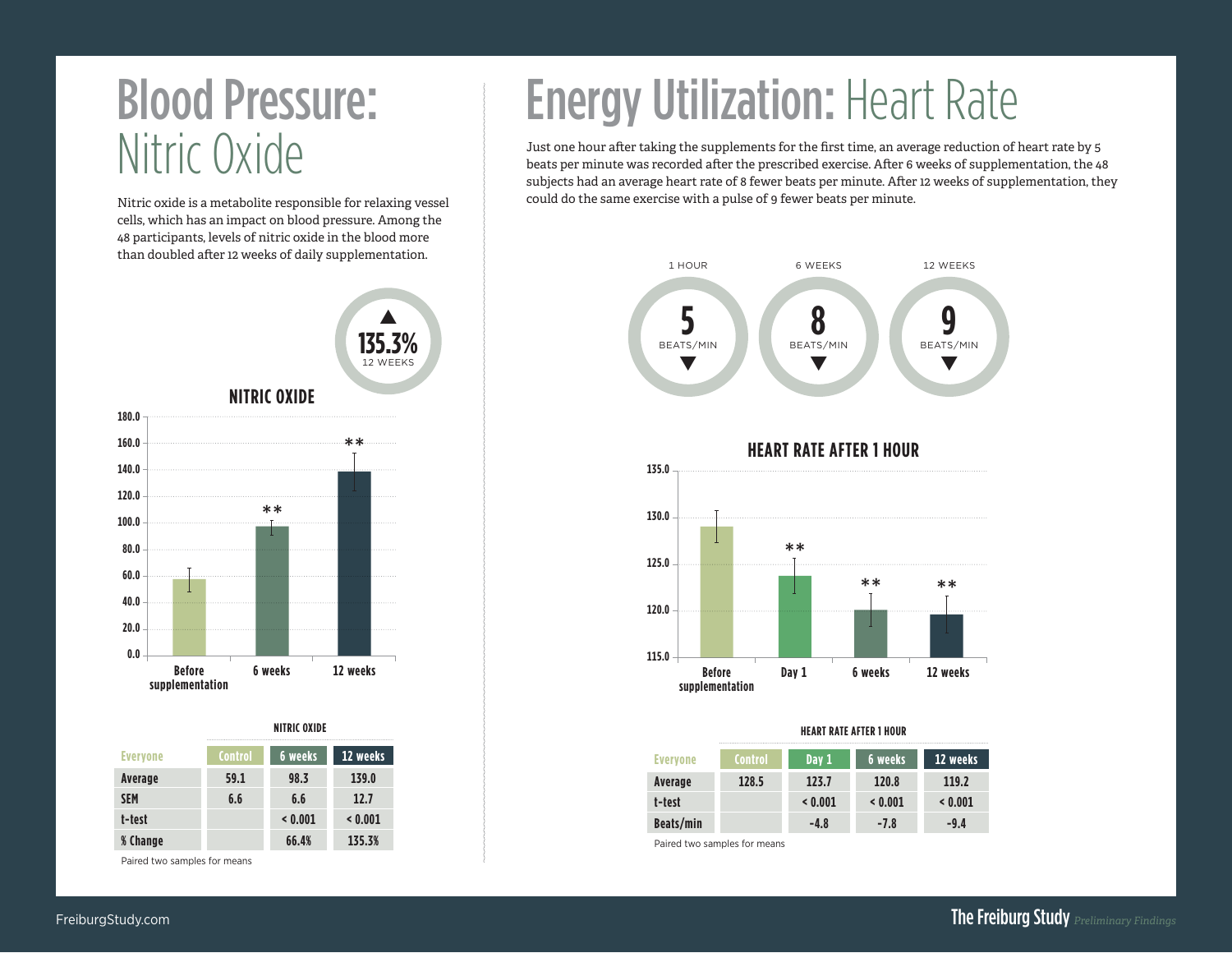# Blood Pressure: Nitric Oxide

Nitric oxide is a metabolite responsible for relaxing vessel cells, which has an impact on blood pressure. Among the 48 participants, levels of nitric oxide in the blood more than doubled after 12 weeks of daily supplementation.

▲ 135.3%
12 WEEKS

**NITRIC OXIDE**

| Everyone | Control | 6 weeks | 12 weeks |
|---|---|---|---|
| Average | 59.1 | 98.3 | 139.0 |
| SEM | 6.6 | 6.6 | 12.7 |
| t-test | | < 0.001 | < 0.001 |
| % Change | | 66.4% | 135.3% |

Paired two samples for means

# Energy Utilization: Heart Rate

Just one hour after taking the supplements for the first time, an average reduction of heart rate by 5 beats per minute was recorded after the prescribed exercise. After 6 weeks of supplementation, the 48 subjects had an average heart rate of 8 fewer beats per minute. After 12 weeks of supplementation, they could do the same exercise with a pulse of 9 fewer beats per minute.

1 HOUR: 5 BEATS/MIN ▼

6 WEEKS: 8 BEATS/MIN ▼

12 WEEKS: 9 BEATS/MIN ▼

**HEART RATE AFTER 1 HOUR**

| Everyone | Control | Day 1 | 6 weeks | 12 weeks |
|---|---|---|---|---|
| Average | 128.5 | 123.7 | 120.8 | 119.2 |
| t-test | | < 0.001 | < 0.001 | < 0.001 |
| Beats/min | | -4.8 | -7.8 | -9.4 |

Paired two samples for means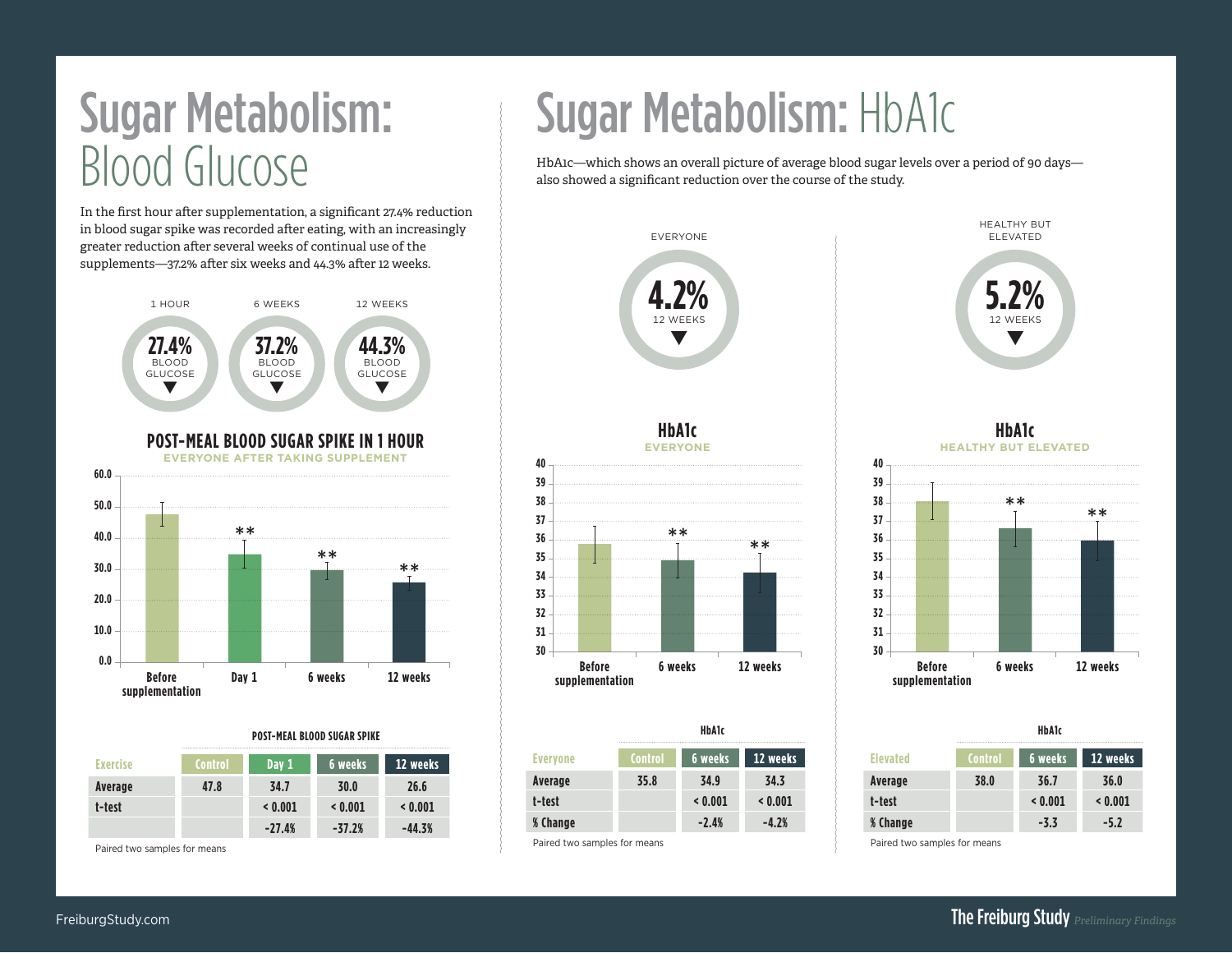# Sugar Metabolism: Blood Glucose

In the first hour after supplementation, a significant 27.4% reduction in blood sugar spike was recorded after eating, with an increasingly greater reduction after several weeks of continual use of the supplements—37.2% after six weeks and 44.3% after 12 weeks.

1 HOUR — 27.4% BLOOD GLUCOSE ▼

6 WEEKS — 37.2% BLOOD GLUCOSE ▼

12 WEEKS — 44.3% BLOOD GLUCOSE ▼

**POST-MEAL BLOOD SUGAR SPIKE IN 1 HOUR**

EVERYONE AFTER TAKING SUPPLEMENT

**POST-MEAL BLOOD SUGAR SPIKE**

| Exercise | Control | Day 1 | 6 weeks | 12 weeks |
|---|---|---|---|---|
| Average | 47.8 | 34.7 | 30.0 | 26.6 |
| t-test | | < 0.001 | < 0.001 | < 0.001 |
| | | -27.4% | -37.2% | -44.3% |

Paired two samples for means

# Sugar Metabolism: HbA1c

HbA1c—which shows an overall picture of average blood sugar levels over a period of 90 days—also showed a significant reduction over the course of the study.

EVERYONE — 4.2% 12 WEEKS ▼

HEALTHY BUT ELEVATED — 5.2% 12 WEEKS ▼

**HbA1c**

EVERYONE

**HbA1c**

HEALTHY BUT ELEVATED

**HbA1c**

| Everyone | Control | 6 weeks | 12 weeks |
|---|---|---|---|
| Average | 35.8 | 34.9 | 34.3 |
| t-test | | < 0.001 | < 0.001 |
| % Change | | -2.4% | -4.2% |

Paired two samples for means

**HbA1c**

| Elevated | Control | 6 weeks | 12 weeks |
|---|---|---|---|
| Average | 38.0 | 36.7 | 36.0 |
| t-test | | < 0.001 | < 0.001 |
| % Change | | -3.3 | -5.2 |

Paired two samples for means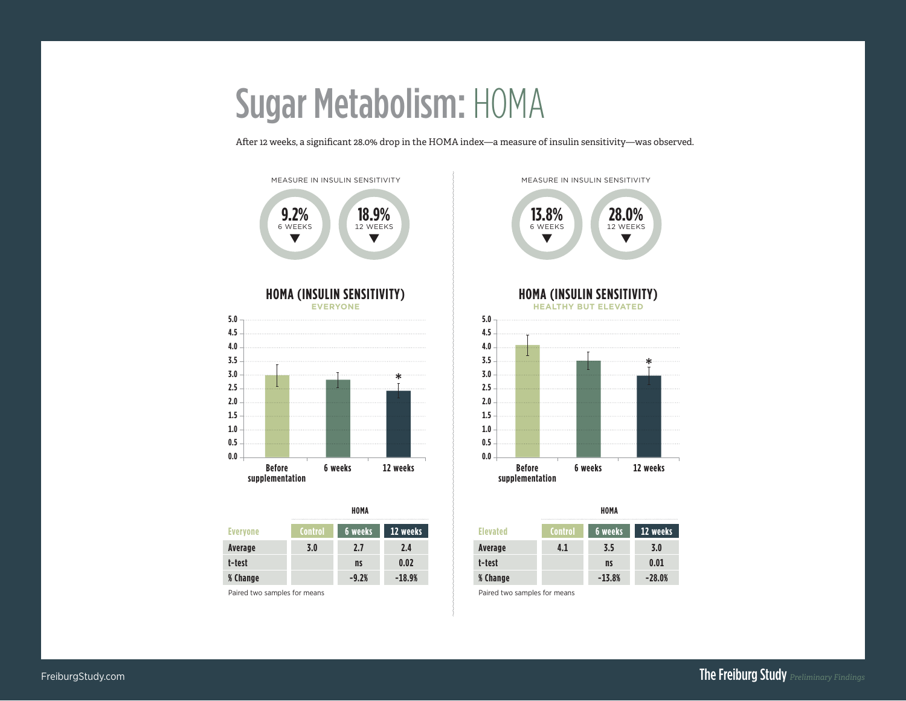# Sugar Metabolism: HOMA

After 12 weeks, a significant 28.0% drop in the HOMA index—a measure of insulin sensitivity—was observed.

MEASURE IN INSULIN SENSITIVITY

9.2% 6 WEEKS ▼

18.9% 12 WEEKS ▼

## HOMA (INSULIN SENSITIVITY)

EVERYONE

5.0
4.5
4.0
3.5
3.0
2.5
2.0
1.5
1.0
0.5
0.0

Before supplementation

6 weeks

12 weeks

*

| | HOMA | | |
|---|---|---|---|
| Everyone | Control | 6 weeks | 12 weeks |
| Average | 3.0 | 2.7 | 2.4 |
| t-test | | ns | 0.02 |
| % Change | | -9.2% | -18.9% |

Paired two samples for means

MEASURE IN INSULIN SENSITIVITY

13.8% 6 WEEKS ▼

28.0% 12 WEEKS ▼

## HOMA (INSULIN SENSITIVITY)

HEALTHY BUT ELEVATED

5.0
4.5
4.0
3.5
3.0
2.5
2.0
1.5
1.0
0.5
0.0

Before supplementation

6 weeks

12 weeks

*

| | HOMA | | |
|---|---|---|---|
| Elevated | Control | 6 weeks | 12 weeks |
| Average | 4.1 | 3.5 | 3.0 |
| t-test | | ns | 0.01 |
| % Change | | -13.8% | -28.0% |

Paired two samples for means